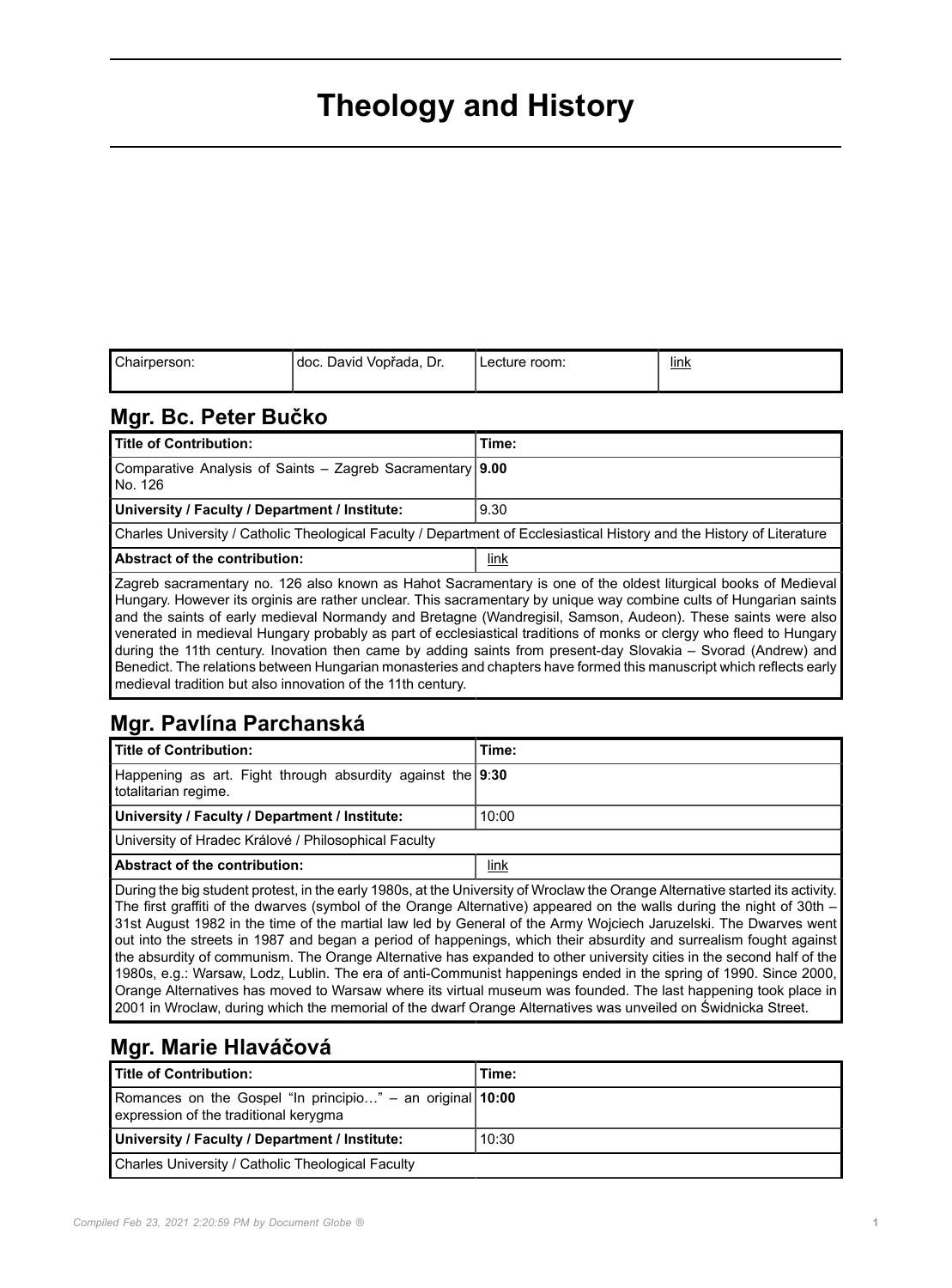# Theology and History

| Chairperson: | doc. David Vopřada, Dr. | Lecture room: | link |
|---|---|---|---|

## Mgr. Bc. Peter Bučko

| Title of Contribution: | Time: |
|---|---|
| Comparative Analysis of Saints – Zagreb Sacramentary No. 126 | **9.00** |
| **University / Faculty / Department / Institute:** | 9.30 |
| Charles University / Catholic Theological Faculty / Department of Ecclesiastical History and the History of Literature | |
| **Abstract of the contribution:** | link |

Zagreb sacramentary no. 126 also known as Hahot Sacramentary is one of the oldest liturgical books of Medieval Hungary. However its orginis are rather unclear. This sacramentary by unique way combine cults of Hungarian saints and the saints of early medieval Normandy and Bretagne (Wandregisil, Samson, Audeon). These saints were also venerated in medieval Hungary probably as part of ecclesiastical traditions of monks or clergy who fleed to Hungary during the 11th century. Inovation then came by adding saints from present-day Slovakia – Svorad (Andrew) and Benedict. The relations between Hungarian monasteries and chapters have formed this manuscript which reflects early medieval tradition but also innovation of the 11th century.

## Mgr. Pavlína Parchanská

| Title of Contribution: | Time: |
|---|---|
| Happening as art. Fight through absurdity against the totalitarian regime. | **9:30** |
| **University / Faculty / Department / Institute:** | 10:00 |
| University of Hradec Králové / Philosophical Faculty | |
| **Abstract of the contribution:** | link |

During the big student protest, in the early 1980s, at the University of Wroclaw the Orange Alternative started its activity. The first graffiti of the dwarves (symbol of the Orange Alternative) appeared on the walls during the night of 30th – 31st August 1982 in the time of the martial law led by General of the Army Wojciech Jaruzelski. The Dwarves went out into the streets in 1987 and began a period of happenings, which their absurdity and surrealism fought against the absurdity of communism. The Orange Alternative has expanded to other university cities in the second half of the 1980s, e.g.: Warsaw, Lodz, Lublin. The era of anti-Communist happenings ended in the spring of 1990. Since 2000, Orange Alternatives has moved to Warsaw where its virtual museum was founded. The last happening took place in 2001 in Wroclaw, during which the memorial of the dwarf Orange Alternatives was unveiled on Świdnicka Street.

## Mgr. Marie Hlaváčová

| Title of Contribution: | Time: |
|---|---|
| Romances on the Gospel "In principio…" – an original expression of the traditional kerygma | **10:00** |
| **University / Faculty / Department / Institute:** | 10:30 |
| Charles University / Catholic Theological Faculty | |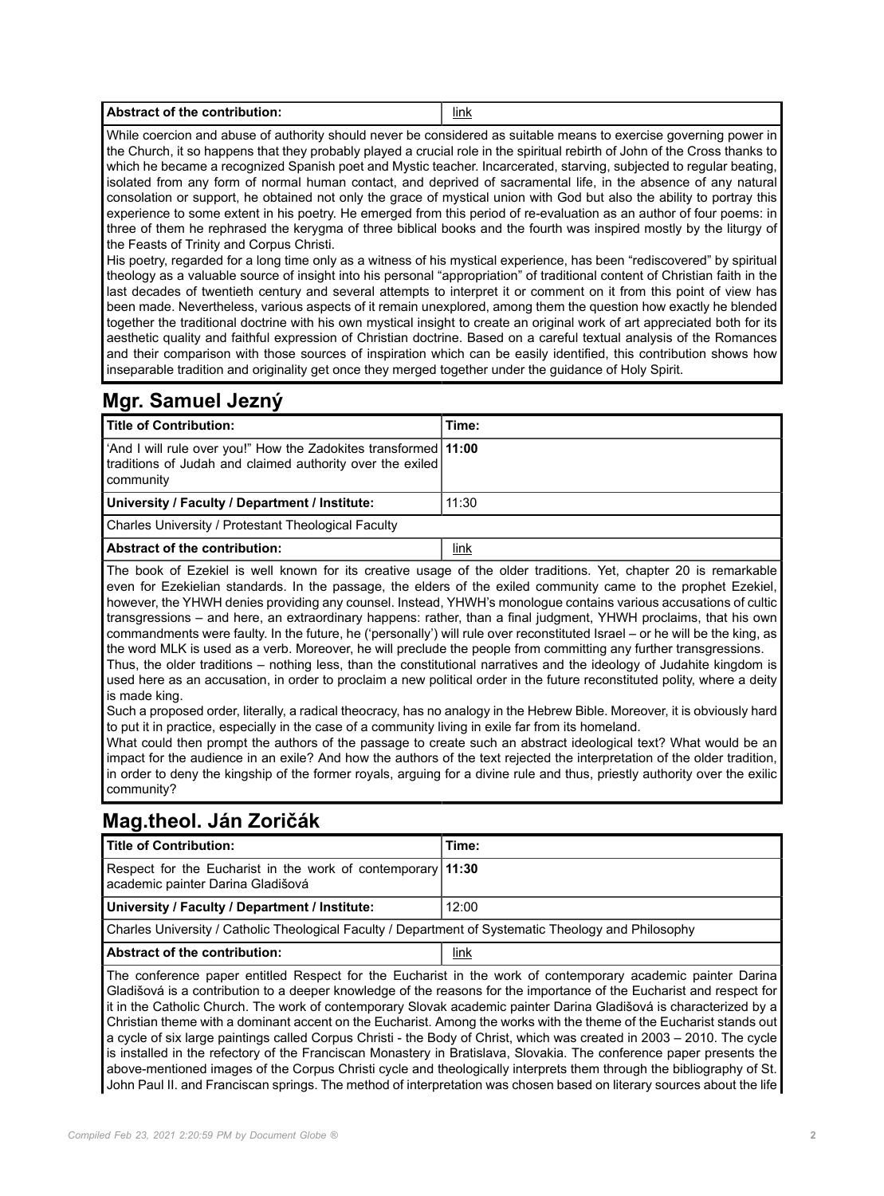| Abstract of the contribution: | link |
|---|---|

While coercion and abuse of authority should never be considered as suitable means to exercise governing power in the Church, it so happens that they probably played a crucial role in the spiritual rebirth of John of the Cross thanks to which he became a recognized Spanish poet and Mystic teacher. Incarcerated, starving, subjected to regular beating, isolated from any form of normal human contact, and deprived of sacramental life, in the absence of any natural consolation or support, he obtained not only the grace of mystical union with God but also the ability to portray this experience to some extent in his poetry. He emerged from this period of re-evaluation as an author of four poems: in three of them he rephrased the kerygma of three biblical books and the fourth was inspired mostly by the liturgy of the Feasts of Trinity and Corpus Christi.
His poetry, regarded for a long time only as a witness of his mystical experience, has been "rediscovered" by spiritual theology as a valuable source of insight into his personal "appropriation" of traditional content of Christian faith in the last decades of twentieth century and several attempts to interpret it or comment on it from this point of view has been made. Nevertheless, various aspects of it remain unexplored, among them the question how exactly he blended together the traditional doctrine with his own mystical insight to create an original work of art appreciated both for its aesthetic quality and faithful expression of Christian doctrine. Based on a careful textual analysis of the Romances and their comparison with those sources of inspiration which can be easily identified, this contribution shows how inseparable tradition and originality get once they merged together under the guidance of Holy Spirit.

## Mgr. Samuel Jezný

| Title of Contribution: | Time: |
|---|---|
| 'And I will rule over you!" How the Zadokites transformed traditions of Judah and claimed authority over the exiled community | **11:00** |
| **University / Faculty / Department / Institute:** | 11:30 |
| Charles University / Protestant Theological Faculty | |
| **Abstract of the contribution:** | link |

The book of Ezekiel is well known for its creative usage of the older traditions. Yet, chapter 20 is remarkable even for Ezekielian standards. In the passage, the elders of the exiled community came to the prophet Ezekiel, however, the YHWH denies providing any counsel. Instead, YHWH's monologue contains various accusations of cultic transgressions – and here, an extraordinary happens: rather, than a final judgment, YHWH proclaims, that his own commandments were faulty. In the future, he ('personally') will rule over reconstituted Israel – or he will be the king, as the word MLK is used as a verb. Moreover, he will preclude the people from committing any further transgressions.
Thus, the older traditions – nothing less, than the constitutional narratives and the ideology of Judahite kingdom is used here as an accusation, in order to proclaim a new political order in the future reconstituted polity, where a deity is made king.
Such a proposed order, literally, a radical theocracy, has no analogy in the Hebrew Bible. Moreover, it is obviously hard to put it in practice, especially in the case of a community living in exile far from its homeland.
What could then prompt the authors of the passage to create such an abstract ideological text? What would be an impact for the audience in an exile? And how the authors of the text rejected the interpretation of the older tradition, in order to deny the kingship of the former royals, arguing for a divine rule and thus, priestly authority over the exilic community?

## Mag.theol. Ján Zoričák

| Title of Contribution: | Time: |
|---|---|
| Respect for the Eucharist in the work of contemporary academic painter Darina Gladišová | **11:30** |
| **University / Faculty / Department / Institute:** | 12:00 |
| Charles University / Catholic Theological Faculty / Department of Systematic Theology and Philosophy | |
| **Abstract of the contribution:** | link |

The conference paper entitled Respect for the Eucharist in the work of contemporary academic painter Darina Gladišová is a contribution to a deeper knowledge of the reasons for the importance of the Eucharist and respect for it in the Catholic Church. The work of contemporary Slovak academic painter Darina Gladišová is characterized by a Christian theme with a dominant accent on the Eucharist. Among the works with the theme of the Eucharist stands out a cycle of six large paintings called Corpus Christi - the Body of Christ, which was created in 2003 – 2010. The cycle is installed in the refectory of the Franciscan Monastery in Bratislava, Slovakia. The conference paper presents the above-mentioned images of the Corpus Christi cycle and theologically interprets them through the bibliography of St. John Paul II. and Franciscan springs. The method of interpretation was chosen based on literary sources about the life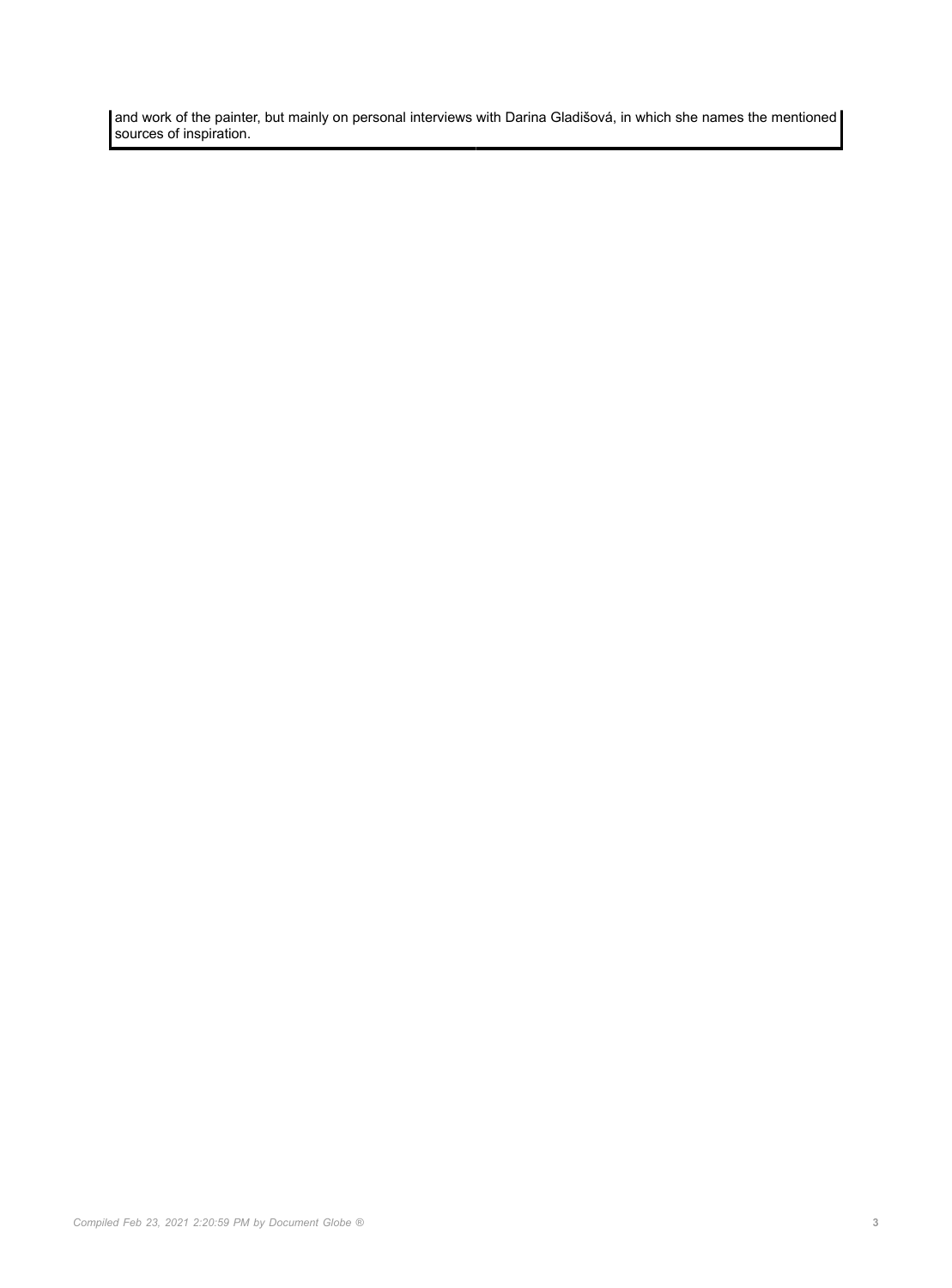and work of the painter, but mainly on personal interviews with Darina Gladišová, in which she names the mentioned sources of inspiration.